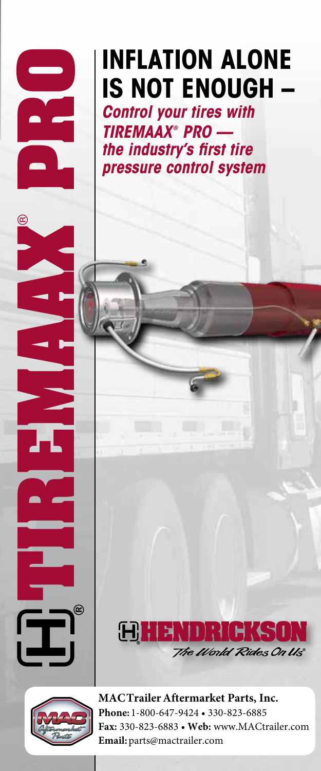# TIREMAAX® PRO

# INFLATION ALONE IS NOT ENOUGH –

***Control your tires with TIREMAAX® PRO — the industry's first tire pressure control system***

HENDRICKSON
*The World Rides On Us®*

**MAC Trailer Aftermarket Parts, Inc.**
**Phone:** 1-800-647-9424 • 330-823-6885
**Fax:** 330-823-6883 • **Web:** www.MACtrailer.com
**Email:** parts@mactrailer.com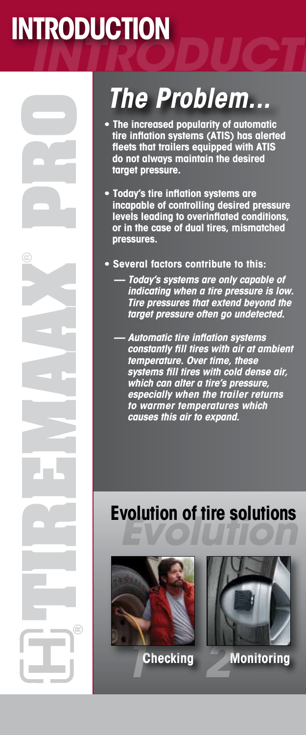# INTRODUCTION

## *The Problem...*

- The increased popularity of automatic tire inflation systems (ATIS) has alerted fleets that trailers equipped with ATIS do not always maintain the desired target pressure.
- Today's tire inflation systems are incapable of controlling desired pressure levels leading to overinflated conditions, or in the case of dual tires, mismatched pressures.
- Several factors contribute to this:
  - *— Today's systems are only capable of indicating when a tire pressure is low. Tire pressures that extend beyond the target pressure often go undetected.*
  - *— Automatic tire inflation systems constantly fill tires with air at ambient temperature. Over time, these systems fill tires with cold dense air, which can alter a tire's pressure, especially when the trailer returns to warmer temperatures which causes this air to expand.*

## Evolution of tire solutions

1 Checking

2 Monitoring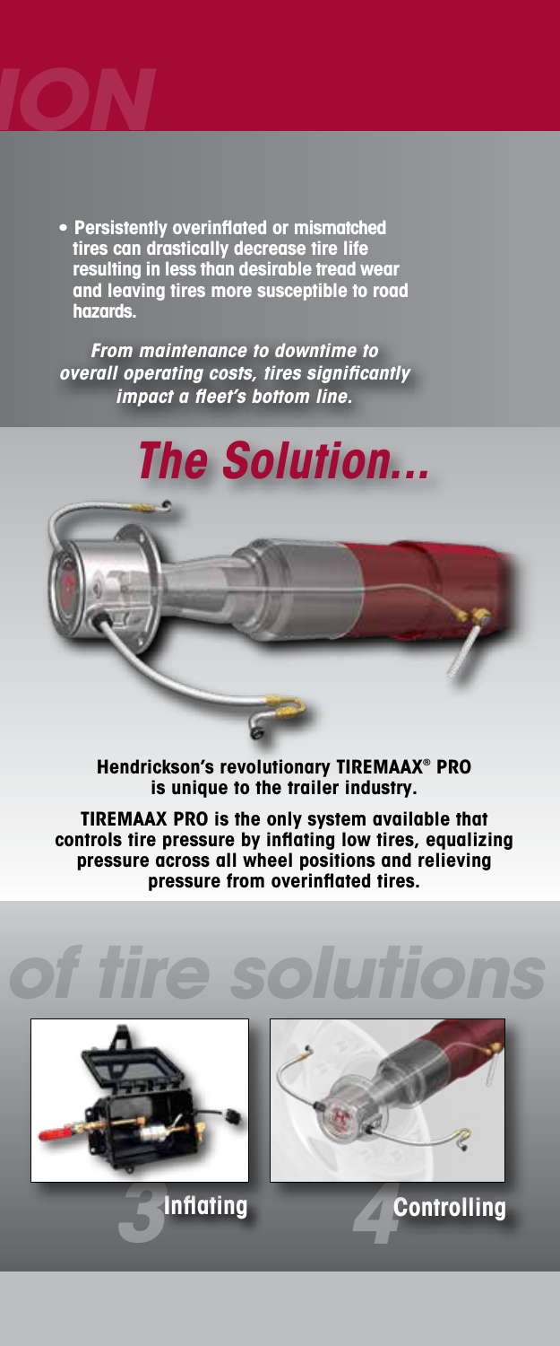ION

- **Persistently overinflated or mismatched tires can drastically decrease tire life resulting in less than desirable tread wear and leaving tires more susceptible to road hazards.**

***From maintenance to downtime to overall operating costs, tires significantly impact a fleet's bottom line.***

# *The Solution...*

**Hendrickson's revolutionary TIREMAAX® PRO is unique to the trailer industry.**

**TIREMAAX PRO is the only system available that controls tire pressure by inflating low tires, equalizing pressure across all wheel positions and relieving pressure from overinflated tires.**

*of tire solutions*

**3 Inflating**

**4 Controlling**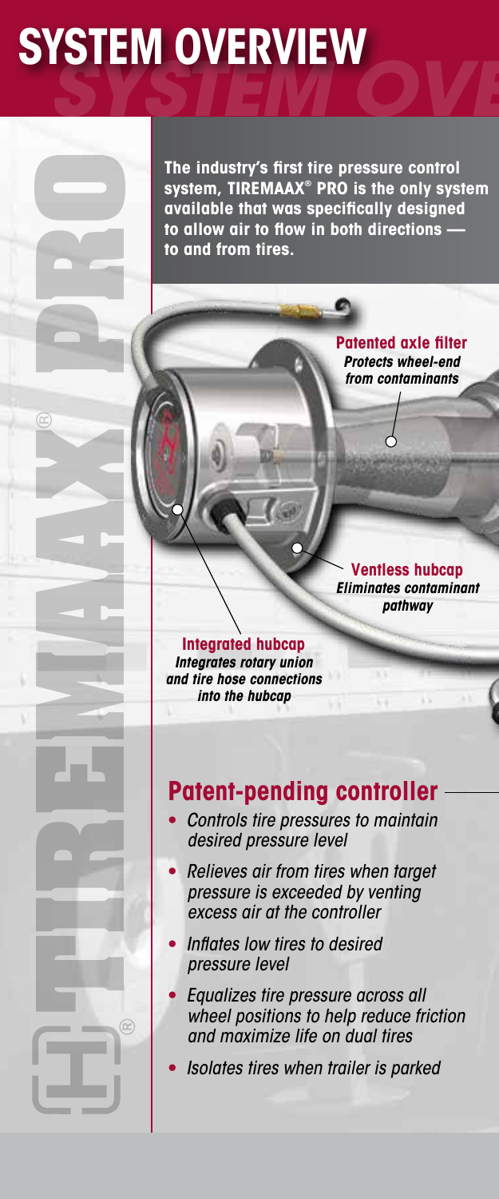# SYSTEM OVERVIEW

**The industry's first tire pressure control system, TIREMAAX® PRO is the only system available that was specifically designed to allow air to flow in both directions — to and from tires.**

**Patented axle filter**
*Protects wheel-end from contaminants*

**Ventless hubcap**
*Eliminates contaminant pathway*

**Integrated hubcap**
*Integrates rotary union and tire hose connections into the hubcap*

## Patent-pending controller

- *Controls tire pressures to maintain desired pressure level*
- *Relieves air from tires when target pressure is exceeded by venting excess air at the controller*
- *Inflates low tires to desired pressure level*
- *Equalizes tire pressure across all wheel positions to help reduce friction and maximize life on dual tires*
- *Isolates tires when trailer is parked*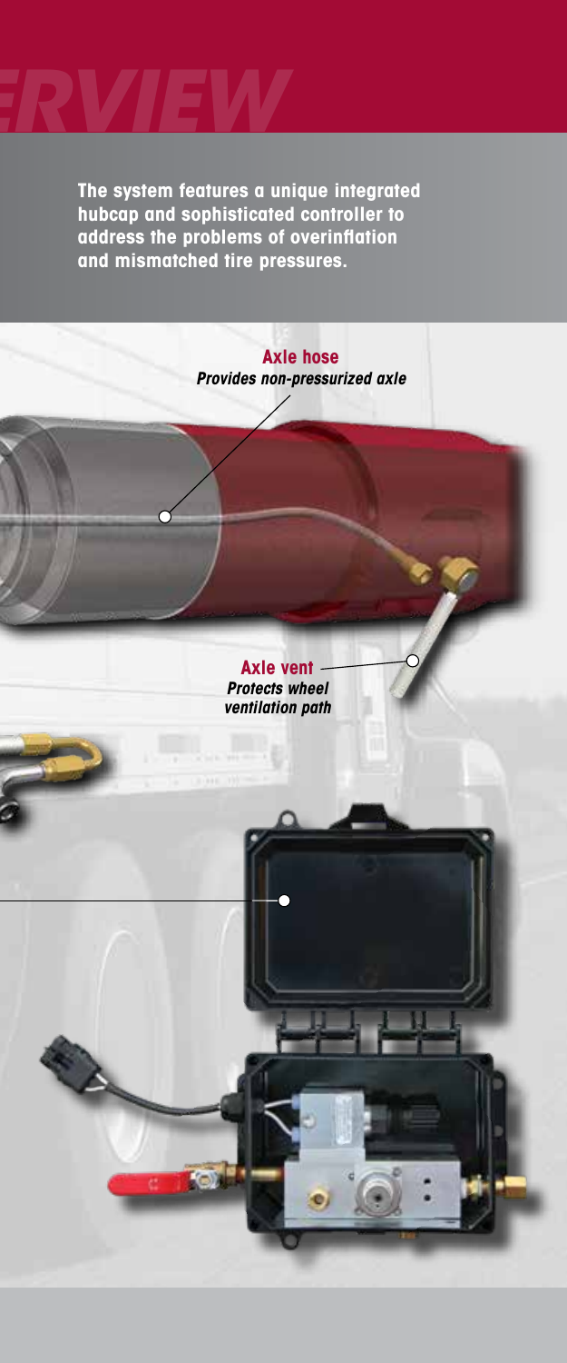# ERVIEW

**The system features a unique integrated hubcap and sophisticated controller to address the problems of overinflation and mismatched tire pressures.**

**Axle hose**
***Provides non-pressurized axle***

**Axle vent**
***Protects wheel ventilation path***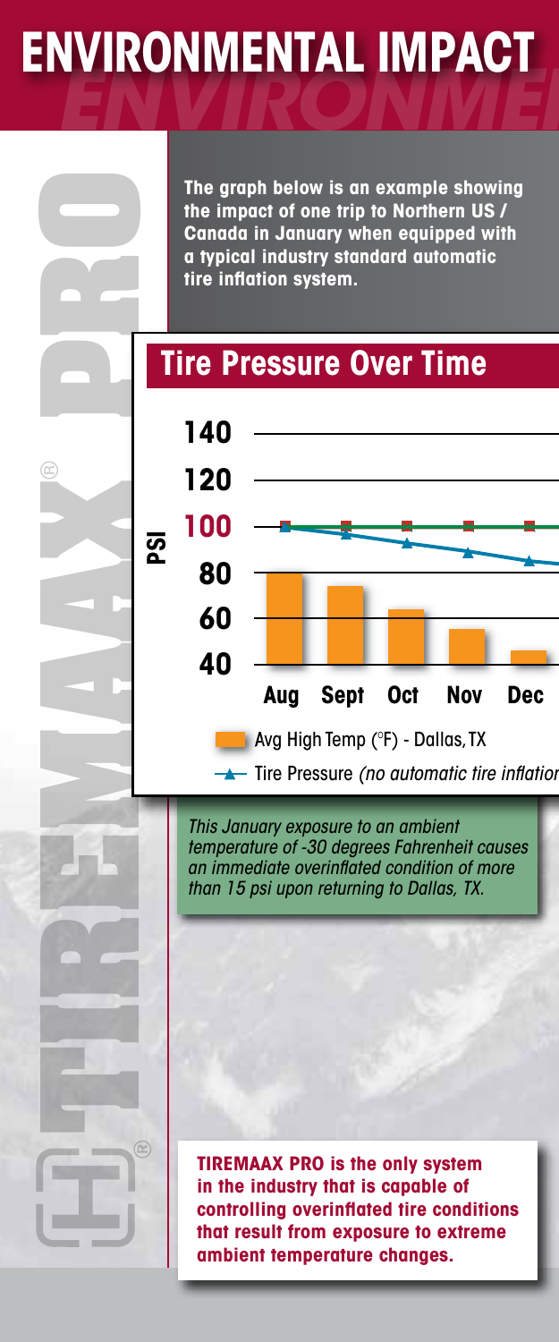# ENVIRONMENTAL IMPACT

**The graph below is an example showing the impact of one trip to Northern US / Canada in January when equipped with a typical industry standard automatic tire inflation system.**

## Tire Pressure Over Time

PSI: 140, 120, 100, 80, 60, 40

Aug, Sept, Oct, Nov, Dec

Avg High Temp (°F) - Dallas, TX

Tire Pressure *(no automatic tire inflation*

*This January exposure to an ambient temperature of -30 degrees Fahrenheit causes an immediate overinflated condition of more than 15 psi upon returning to Dallas, TX.*

**TIREMAAX PRO is the only system in the industry that is capable of controlling overinflated tire conditions that result from exposure to extreme ambient temperature changes.**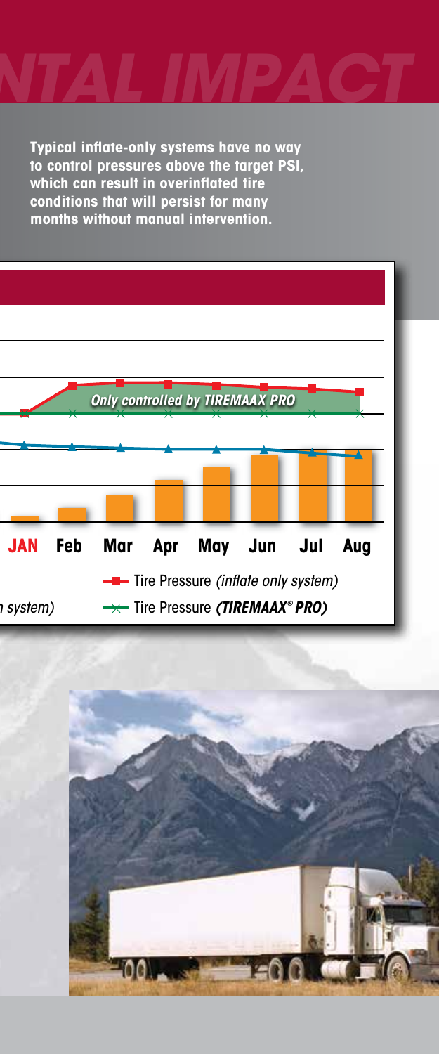# NTAL IMPACT

**Typical inflate-only systems have no way to control pressures above the target PSI, which can result in overinflated tire conditions that will persist for many months without manual intervention.**

*Only controlled by TIREMAAX PRO*

**JAN** **Feb** **Mar** **Apr** **May** **Jun** **Jul** **Aug**

Tire Pressure *(inflate only system)*

*n system)*

Tire Pressure ***(TIREMAAX® PRO)***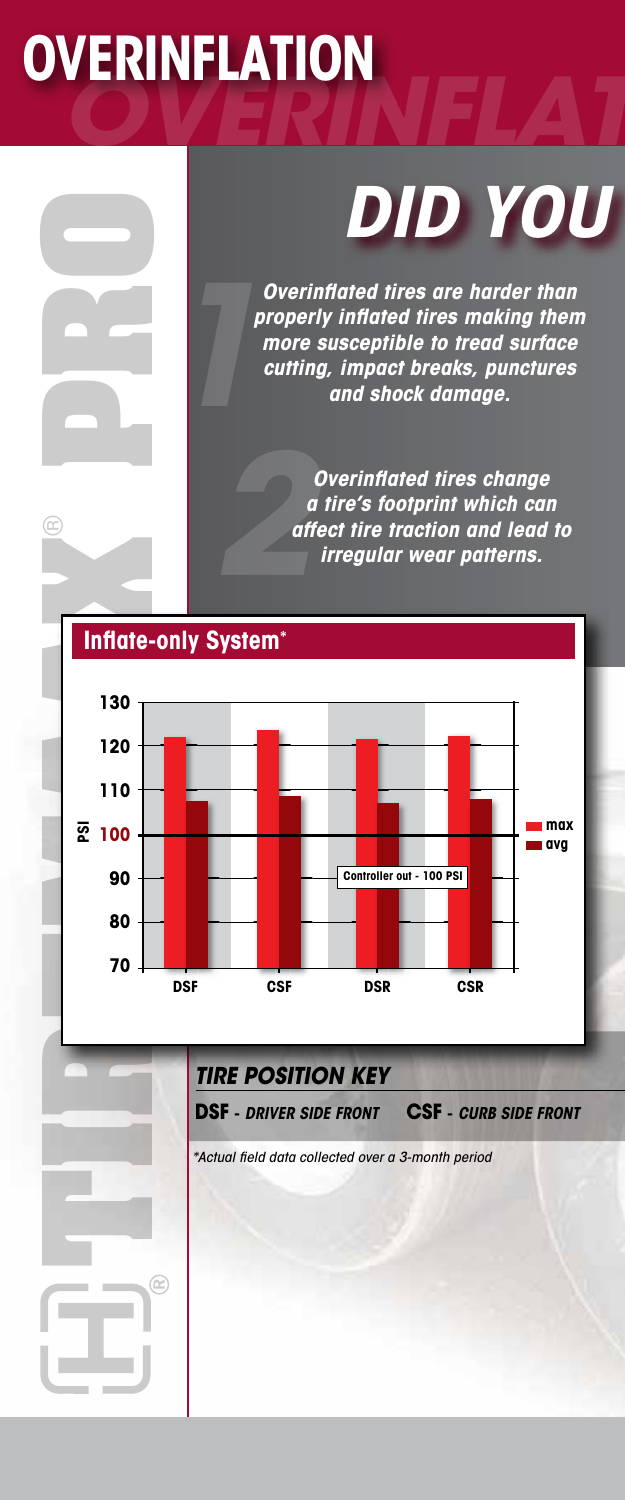# OVERINFLATION

## DID YOU

*1* ***Overinflated tires are harder than properly inflated tires making them more susceptible to tread surface cutting, impact breaks, punctures and shock damage.***

*2* ***Overinflated tires change a tire's footprint which can affect tire traction and lead to irregular wear patterns.***

### Inflate-only System*

PSI

130
120
110
100
90
80
70

Controller out - 100 PSI

DSF CSF DSR CSR

max
avg

### *TIRE POSITION KEY*

**DSF** - ***DRIVER SIDE FRONT*** **CSF** - ***CURB SIDE FRONT***

*\*Actual field data collected over a 3-month period*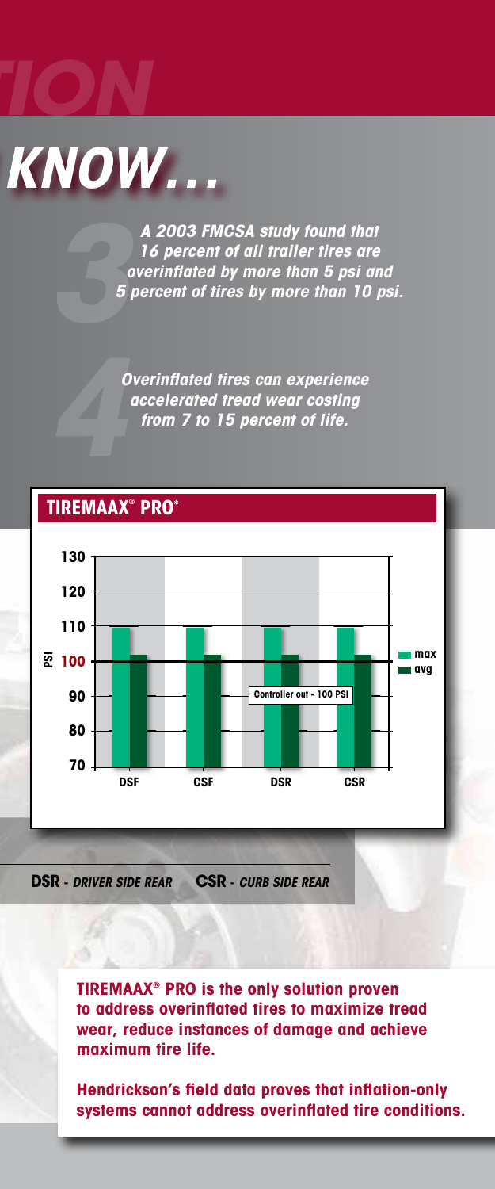# KNOW...

3

***A 2003 FMCSA study found that 16 percent of all trailer tires are overinflated by more than 5 psi and 5 percent of tires by more than 10 psi.***

4

***Overinflated tires can experience accelerated tread wear costing from 7 to 15 percent of life.***

## TIREMAAX® PRO*

| PSI | DSF | CSF | DSR | CSR |
|---|---|---|---|---|
| max | ~109 | ~109 | ~109 | ~109 |
| avg | ~102 | ~102 | ~102 | ~102 |

Controller out - 100 PSI

**DSR** - *DRIVER SIDE REAR* **CSR** - *CURB SIDE REAR*

**TIREMAAX® PRO is the only solution proven to address overinflated tires to maximize tread wear, reduce instances of damage and achieve maximum tire life.**

**Hendrickson's field data proves that inflation-only systems cannot address overinflated tire conditions.**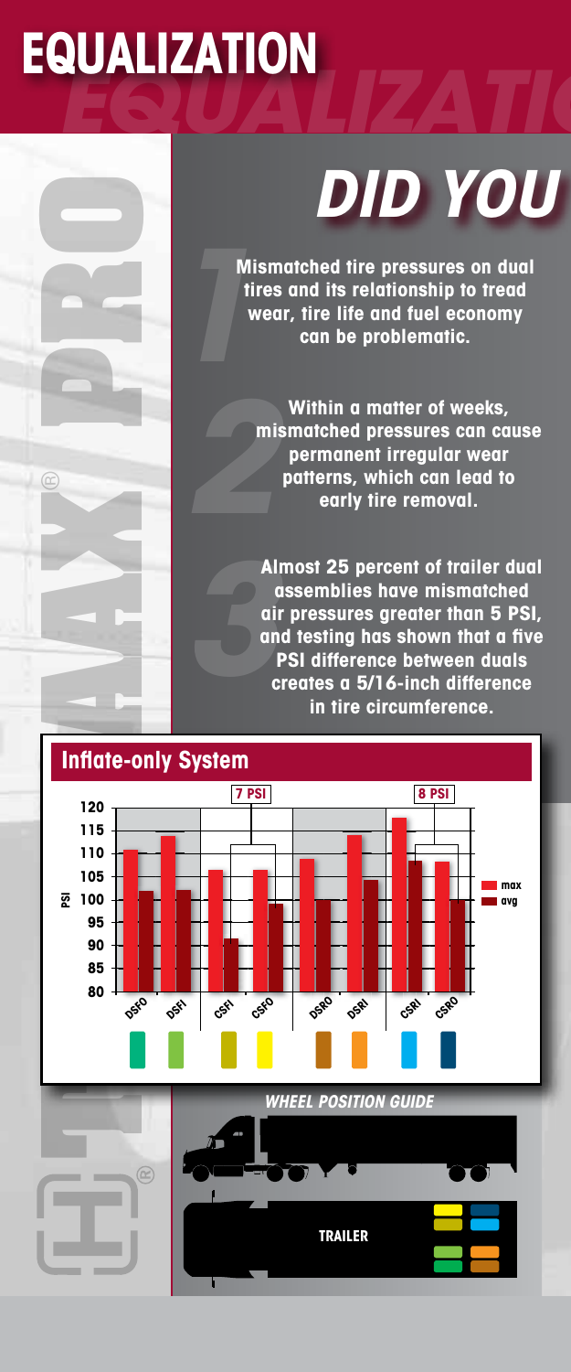# EQUALIZATION

## DID YOU

1. Mismatched tire pressures on dual tires and its relationship to tread wear, tire life and fuel economy can be problematic.

2. Within a matter of weeks, mismatched pressures can cause permanent irregular wear patterns, which can lead to early tire removal.

3. Almost 25 percent of trailer dual assemblies have mismatched air pressures greater than 5 PSI, and testing has shown that a five PSI difference between duals creates a 5/16-inch difference in tire circumference.

### Inflate-only System

| Position | max (PSI) | avg (PSI) |
|---|---|---|
| DSFO | 111 | 102 |
| DSFI | 114 | 102 |
| CSFI | 106.5 | 91.5 |
| CSFO | 106.5 | 99 |
| DSRO | 109 | 100 |
| DSRI | 114 | 104 |
| CSRI | 118 | 108.5 |
| CSRO | 108 | 100 |

7 PSI (CSFI / CSFO) — 8 PSI (CSRI / CSRO)

*WHEEL POSITION GUIDE*

TRAILER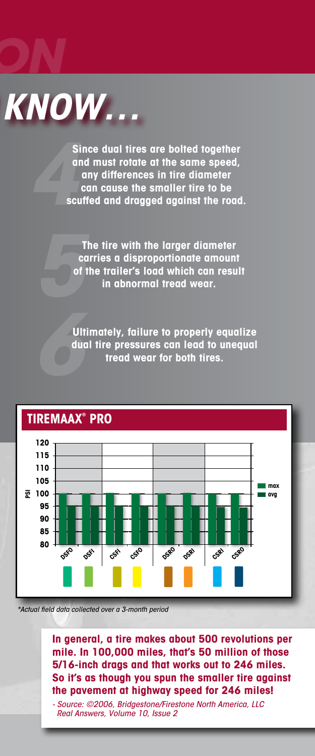ON

# KNOW...

4 Since dual tires are bolted together and must rotate at the same speed, any differences in tire diameter can cause the smaller tire to be scuffed and dragged against the road.

5 The tire with the larger diameter carries a disproportionate amount of the trailer's load which can result in abnormal tread wear.

6 Ultimately, failure to properly equalize dual tire pressures can lead to unequal tread wear for both tires.

## TIREMAAX® PRO

| Tire | max (PSI) | avg (PSI) |
|---|---|---|
| DSFO | 100 | 95 |
| DSFI | 100 | 95 |
| CSFI | 100 | 95 |
| CSFO | 100 | 95 |
| DSRO | 100 | 95 |
| DSRI | 100 | 95 |
| CSRI | 100 | 95 |
| CSRO | 100 | 95 |

*\*Actual field data collected over a 3-month period*

**In general, a tire makes about 500 revolutions per mile. In 100,000 miles, that's 50 million of those 5/16-inch drags and that works out to 246 miles. So it's as though you spun the smaller tire against the pavement at highway speed for 246 miles!**

*- Source: ©2006, Bridgestone/Firestone North America, LLC Real Answers, Volume 10, Issue 2*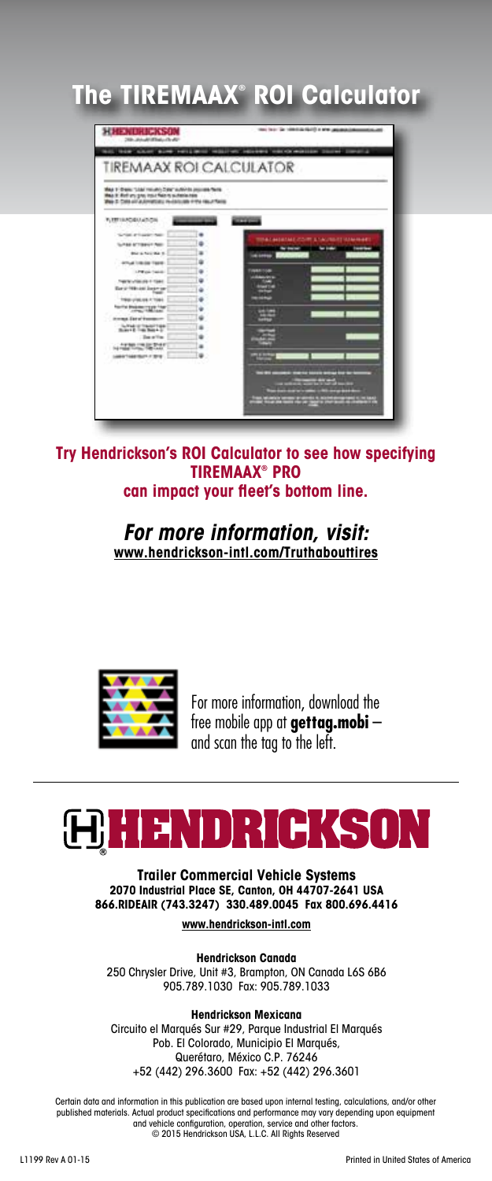# The TIREMAAX® ROI Calculator

**Try Hendrickson's ROI Calculator to see how specifying TIREMAAX® PRO can impact your fleet's bottom line.**

***For more information, visit:***
**www.hendrickson-intl.com/Truthabouttires**

For more information, download the free mobile app at **gettag.mobi** – and scan the tag to the left.

**HENDRICKSON**

**Trailer Commercial Vehicle Systems**
**2070 Industrial Place SE, Canton, OH 44707-2641 USA**
**866.RIDEAIR (743.3247) 330.489.0045 Fax 800.696.4416**

**www.hendrickson-intl.com**

**Hendrickson Canada**
250 Chrysler Drive, Unit #3, Brampton, ON Canada L6S 6B6
905.789.1030 Fax: 905.789.1033

**Hendrickson Mexicana**
Circuito el Marqués Sur #29, Parque Industrial El Marqués
Pob. El Colorado, Municipio El Marqués,
Querétaro, México C.P. 76246
+52 (442) 296.3600 Fax: +52 (442) 296.3601

Certain data and information in this publication are based upon internal testing, calculations, and/or other published materials. Actual product specifications and performance may vary depending upon equipment and vehicle configuration, operation, service and other factors.
© 2015 Hendrickson USA, L.L.C. All Rights Reserved

L1199 Rev A 01-15

Printed in United States of America